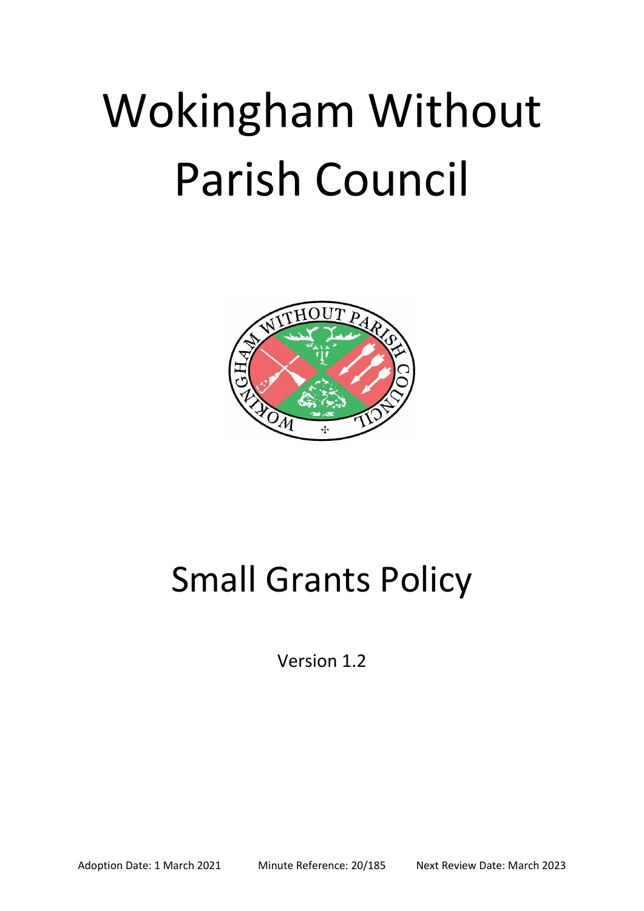# Wokingham Without Parish Council

# Small Grants Policy

Version 1.2

Adoption Date: 1 March 2021 Minute Reference: 20/185 Next Review Date: March 2023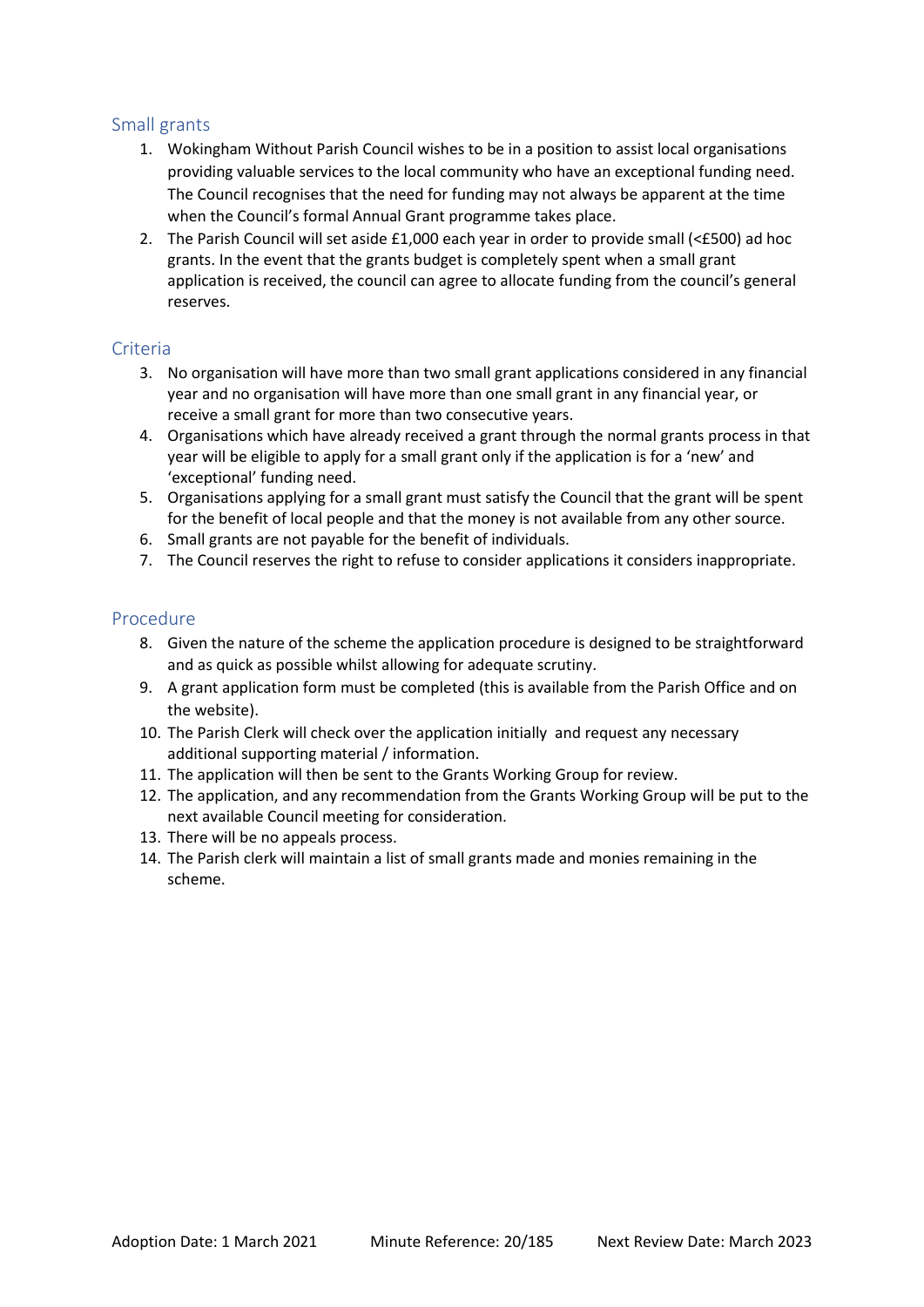## Small grants

1. Wokingham Without Parish Council wishes to be in a position to assist local organisations providing valuable services to the local community who have an exceptional funding need. The Council recognises that the need for funding may not always be apparent at the time when the Council's formal Annual Grant programme takes place.
2. The Parish Council will set aside £1,000 each year in order to provide small (<£500) ad hoc grants. In the event that the grants budget is completely spent when a small grant application is received, the council can agree to allocate funding from the council's general reserves.

## Criteria

3. No organisation will have more than two small grant applications considered in any financial year and no organisation will have more than one small grant in any financial year, or receive a small grant for more than two consecutive years.
4. Organisations which have already received a grant through the normal grants process in that year will be eligible to apply for a small grant only if the application is for a 'new' and 'exceptional' funding need.
5. Organisations applying for a small grant must satisfy the Council that the grant will be spent for the benefit of local people and that the money is not available from any other source.
6. Small grants are not payable for the benefit of individuals.
7. The Council reserves the right to refuse to consider applications it considers inappropriate.

## Procedure

8. Given the nature of the scheme the application procedure is designed to be straightforward and as quick as possible whilst allowing for adequate scrutiny.
9. A grant application form must be completed (this is available from the Parish Office and on the website).
10. The Parish Clerk will check over the application initially and request any necessary additional supporting material / information.
11. The application will then be sent to the Grants Working Group for review.
12. The application, and any recommendation from the Grants Working Group will be put to the next available Council meeting for consideration.
13. There will be no appeals process.
14. The Parish clerk will maintain a list of small grants made and monies remaining in the scheme.

Adoption Date: 1 March 2021 Minute Reference: 20/185 Next Review Date: March 2023